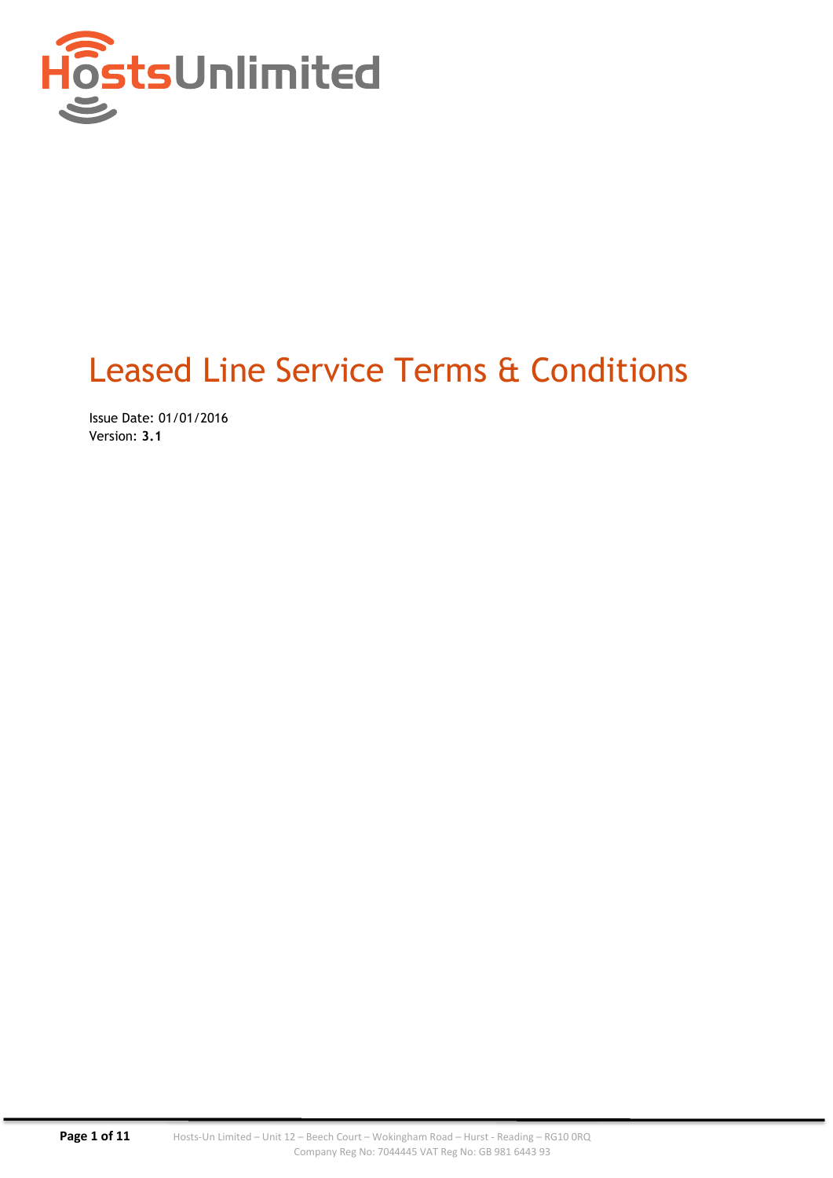HostsUnlimited

# Leased Line Service Terms & Conditions

Issue Date: 01/01/2016
Version: **3.1**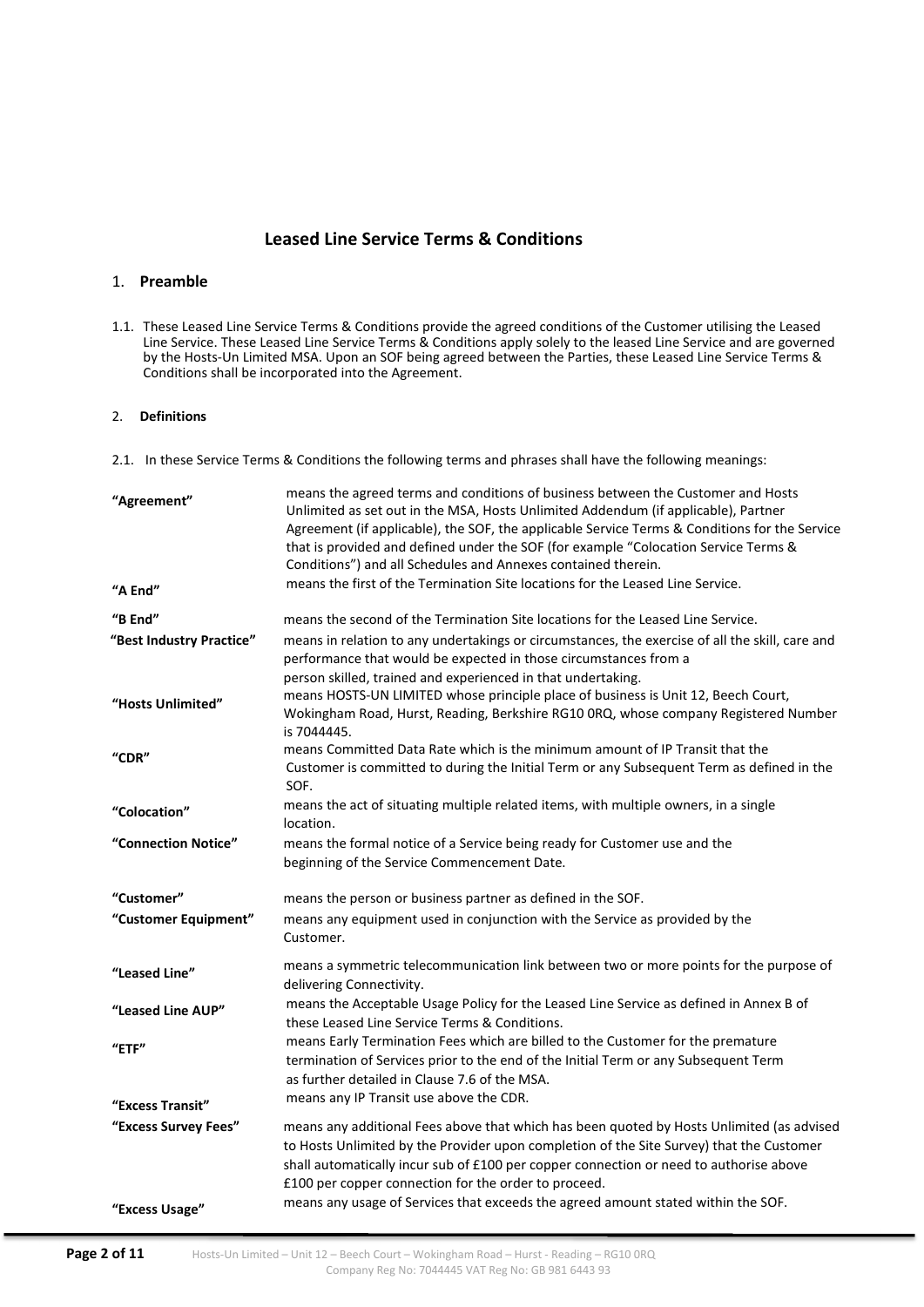## Leased Line Service Terms & Conditions

### 1. Preamble

1.1. These Leased Line Service Terms & Conditions provide the agreed conditions of the Customer utilising the Leased Line Service. These Leased Line Service Terms & Conditions apply solely to the leased Line Service and are governed by the Hosts-Un Limited MSA. Upon an SOF being agreed between the Parties, these Leased Line Service Terms & Conditions shall be incorporated into the Agreement.

### 2. Definitions

2.1. In these Service Terms & Conditions the following terms and phrases shall have the following meanings:

| | |
|---|---|
| **"Agreement"** | means the agreed terms and conditions of business between the Customer and Hosts Unlimited as set out in the MSA, Hosts Unlimited Addendum (if applicable), Partner Agreement (if applicable), the SOF, the applicable Service Terms & Conditions for the Service that is provided and defined under the SOF (for example "Colocation Service Terms & Conditions") and all Schedules and Annexes contained therein. |
| **"A End"** | means the first of the Termination Site locations for the Leased Line Service. |
| **"B End"** | means the second of the Termination Site locations for the Leased Line Service. |
| **"Best Industry Practice"** | means in relation to any undertakings or circumstances, the exercise of all the skill, care and performance that would be expected in those circumstances from a person skilled, trained and experienced in that undertaking. |
| **"Hosts Unlimited"** | means HOSTS-UN LIMITED whose principle place of business is Unit 12, Beech Court, Wokingham Road, Hurst, Reading, Berkshire RG10 0RQ, whose company Registered Number is 7044445. |
| **"CDR"** | means Committed Data Rate which is the minimum amount of IP Transit that the Customer is committed to during the Initial Term or any Subsequent Term as defined in the SOF. |
| **"Colocation"** | means the act of situating multiple related items, with multiple owners, in a single location. |
| **"Connection Notice"** | means the formal notice of a Service being ready for Customer use and the beginning of the Service Commencement Date. |
| **"Customer"** | means the person or business partner as defined in the SOF. |
| **"Customer Equipment"** | means any equipment used in conjunction with the Service as provided by the Customer. |
| **"Leased Line"** | means a symmetric telecommunication link between two or more points for the purpose of delivering Connectivity. |
| **"Leased Line AUP"** | means the Acceptable Usage Policy for the Leased Line Service as defined in Annex B of these Leased Line Service Terms & Conditions. |
| **"ETF"** | means Early Termination Fees which are billed to the Customer for the premature termination of Services prior to the end of the Initial Term or any Subsequent Term as further detailed in Clause 7.6 of the MSA. |
| **"Excess Transit"** | means any IP Transit use above the CDR. |
| **"Excess Survey Fees"** | means any additional Fees above that which has been quoted by Hosts Unlimited (as advised to Hosts Unlimited by the Provider upon completion of the Site Survey) that the Customer shall automatically incur sub of £100 per copper connection or need to authorise above £100 per copper connection for the order to proceed. |
| **"Excess Usage"** | means any usage of Services that exceeds the agreed amount stated within the SOF. |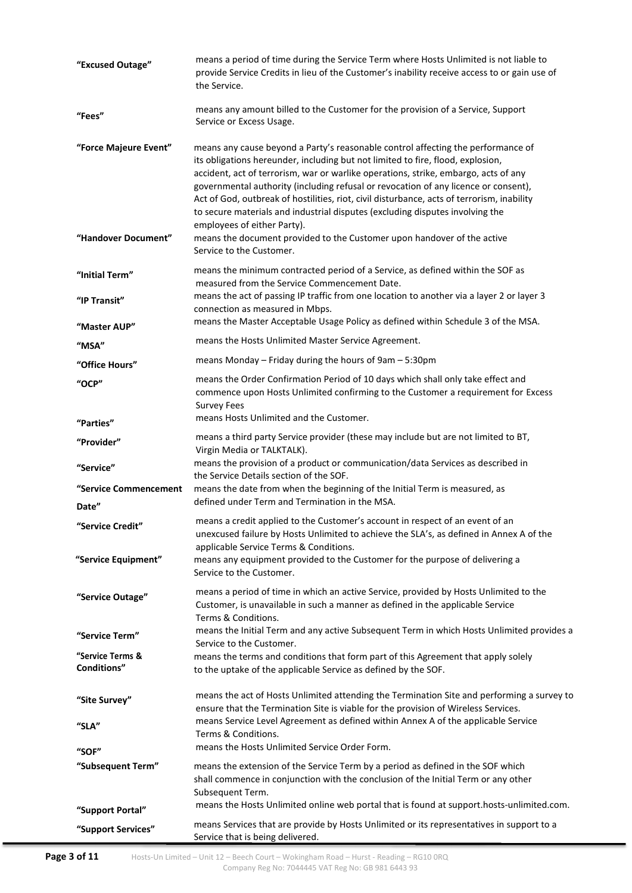| | |
|---|---|
| **"Excused Outage"** | means a period of time during the Service Term where Hosts Unlimited is not liable to provide Service Credits in lieu of the Customer's inability receive access to or gain use of the Service. |
| **"Fees"** | means any amount billed to the Customer for the provision of a Service, Support Service or Excess Usage. |
| **"Force Majeure Event"** | means any cause beyond a Party's reasonable control affecting the performance of its obligations hereunder, including but not limited to fire, flood, explosion, accident, act of terrorism, war or warlike operations, strike, embargo, acts of any governmental authority (including refusal or revocation of any licence or consent), Act of God, outbreak of hostilities, riot, civil disturbance, acts of terrorism, inability to secure materials and industrial disputes (excluding disputes involving the employees of either Party). |
| **"Handover Document"** | means the document provided to the Customer upon handover of the active Service to the Customer. |
| **"Initial Term"** | means the minimum contracted period of a Service, as defined within the SOF as measured from the Service Commencement Date. |
| **"IP Transit"** | means the act of passing IP traffic from one location to another via a layer 2 or layer 3 connection as measured in Mbps. |
| **"Master AUP"** | means the Master Acceptable Usage Policy as defined within Schedule 3 of the MSA. |
| **"MSA"** | means the Hosts Unlimited Master Service Agreement. |
| **"Office Hours"** | means Monday – Friday during the hours of 9am – 5:30pm |
| **"OCP"** | means the Order Confirmation Period of 10 days which shall only take effect and commence upon Hosts Unlimited confirming to the Customer a requirement for Excess Survey Fees |
| **"Parties"** | means Hosts Unlimited and the Customer. |
| **"Provider"** | means a third party Service provider (these may include but are not limited to BT, Virgin Media or TALKTALK). |
| **"Service"** | means the provision of a product or communication/data Services as described in the Service Details section of the SOF. |
| **"Service Commencement Date"** | means the date from when the beginning of the Initial Term is measured, as defined under Term and Termination in the MSA. |
| **"Service Credit"** | means a credit applied to the Customer's account in respect of an event of an unexcused failure by Hosts Unlimited to achieve the SLA's, as defined in Annex A of the applicable Service Terms & Conditions. |
| **"Service Equipment"** | means any equipment provided to the Customer for the purpose of delivering a Service to the Customer. |
| **"Service Outage"** | means a period of time in which an active Service, provided by Hosts Unlimited to the Customer, is unavailable in such a manner as defined in the applicable Service Terms & Conditions. |
| **"Service Term"** | means the Initial Term and any active Subsequent Term in which Hosts Unlimited provides a Service to the Customer. |
| **"Service Terms & Conditions"** | means the terms and conditions that form part of this Agreement that apply solely to the uptake of the applicable Service as defined by the SOF. |
| **"Site Survey"** | means the act of Hosts Unlimited attending the Termination Site and performing a survey to ensure that the Termination Site is viable for the provision of Wireless Services. |
| **"SLA"** | means Service Level Agreement as defined within Annex A of the applicable Service Terms & Conditions. |
| **"SOF"** | means the Hosts Unlimited Service Order Form. |
| **"Subsequent Term"** | means the extension of the Service Term by a period as defined in the SOF which shall commence in conjunction with the conclusion of the Initial Term or any other Subsequent Term. |
| **"Support Portal"** | means the Hosts Unlimited online web portal that is found at support.hosts-unlimited.com. |
| **"Support Services"** | means Services that are provide by Hosts Unlimited or its representatives in support to a Service that is being delivered. |

Hosts-Un Limited – Unit 12 – Beech Court – Wokingham Road – Hurst - Reading – RG10 0RQ
Company Reg No: 7044445 VAT Reg No: GB 981 6443 93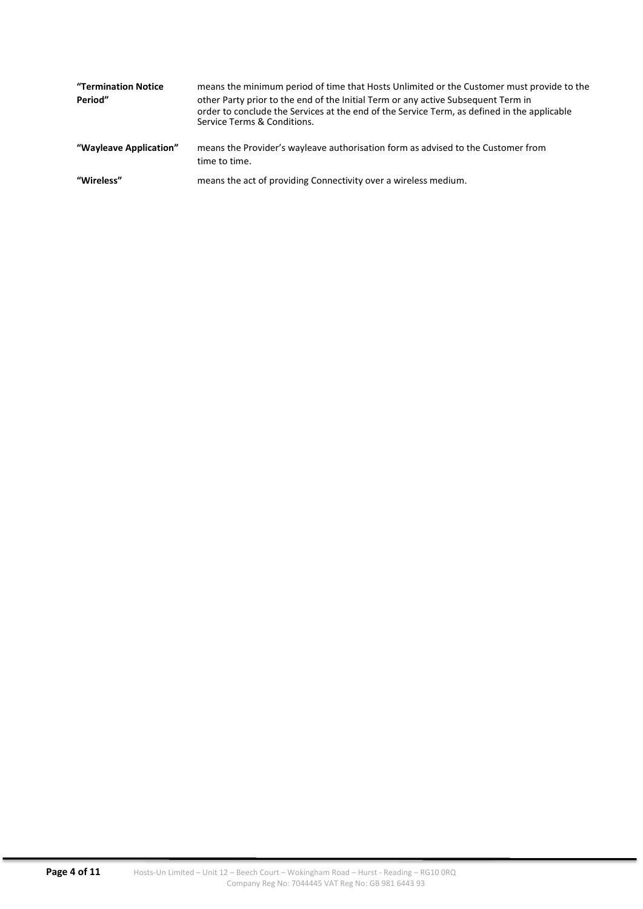| | |
|---|---|
| **"Termination Notice Period"** | means the minimum period of time that Hosts Unlimited or the Customer must provide to the other Party prior to the end of the Initial Term or any active Subsequent Term in order to conclude the Services at the end of the Service Term, as defined in the applicable Service Terms & Conditions. |
| **"Wayleave Application"** | means the Provider's wayleave authorisation form as advised to the Customer from time to time. |
| **"Wireless"** | means the act of providing Connectivity over a wireless medium. |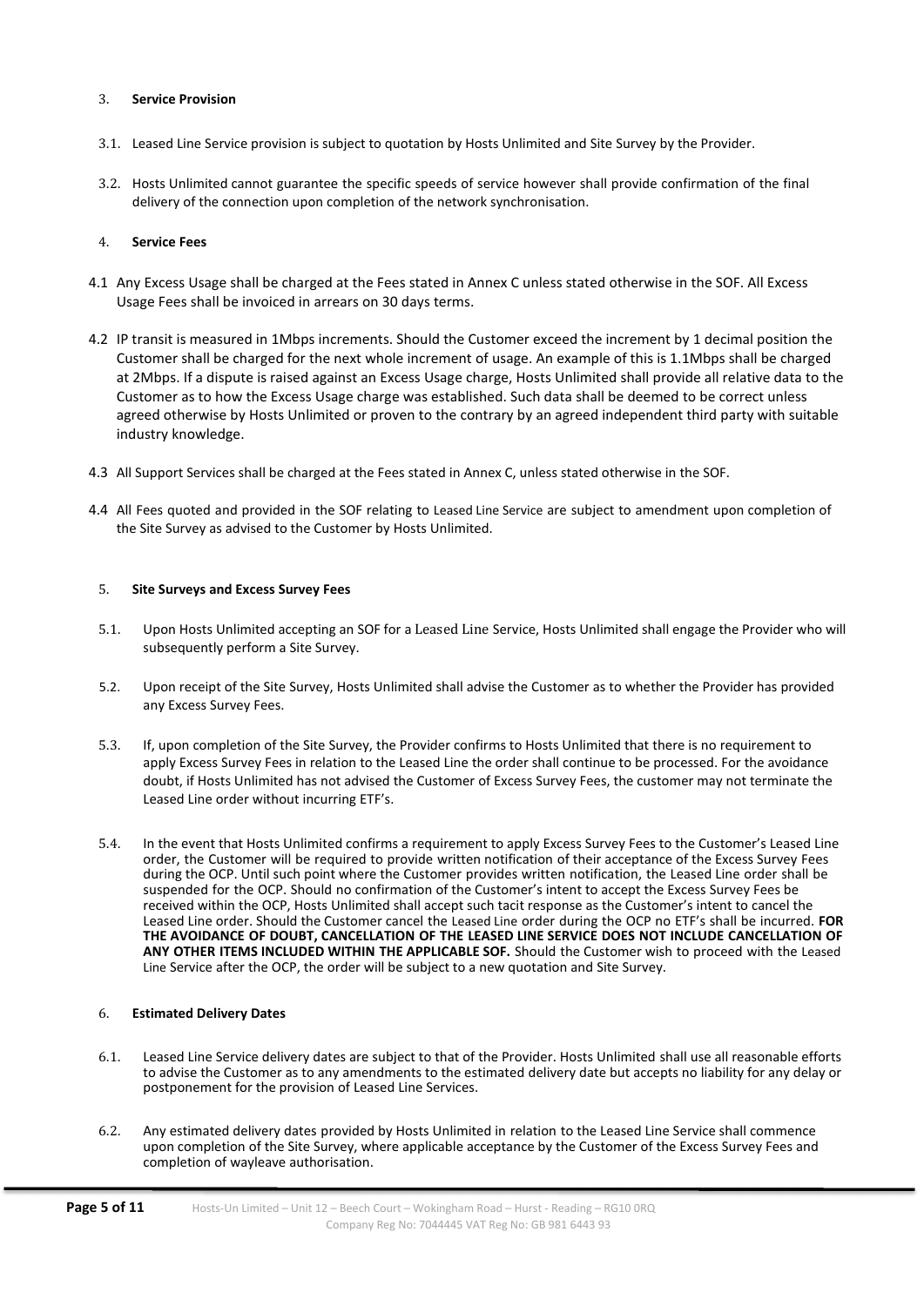## 3. Service Provision

3.1. Leased Line Service provision is subject to quotation by Hosts Unlimited and Site Survey by the Provider.

3.2. Hosts Unlimited cannot guarantee the specific speeds of service however shall provide confirmation of the final delivery of the connection upon completion of the network synchronisation.

## 4. Service Fees

4.1 Any Excess Usage shall be charged at the Fees stated in Annex C unless stated otherwise in the SOF. All Excess Usage Fees shall be invoiced in arrears on 30 days terms.

4.2 IP transit is measured in 1Mbps increments. Should the Customer exceed the increment by 1 decimal position the Customer shall be charged for the next whole increment of usage. An example of this is 1.1Mbps shall be charged at 2Mbps. If a dispute is raised against an Excess Usage charge, Hosts Unlimited shall provide all relative data to the Customer as to how the Excess Usage charge was established. Such data shall be deemed to be correct unless agreed otherwise by Hosts Unlimited or proven to the contrary by an agreed independent third party with suitable industry knowledge.

4.3 All Support Services shall be charged at the Fees stated in Annex C, unless stated otherwise in the SOF.

4.4 All Fees quoted and provided in the SOF relating to Leased Line Service are subject to amendment upon completion of the Site Survey as advised to the Customer by Hosts Unlimited.

## 5. Site Surveys and Excess Survey Fees

5.1. Upon Hosts Unlimited accepting an SOF for a Leased Line Service, Hosts Unlimited shall engage the Provider who will subsequently perform a Site Survey.

5.2. Upon receipt of the Site Survey, Hosts Unlimited shall advise the Customer as to whether the Provider has provided any Excess Survey Fees.

5.3. If, upon completion of the Site Survey, the Provider confirms to Hosts Unlimited that there is no requirement to apply Excess Survey Fees in relation to the Leased Line the order shall continue to be processed. For the avoidance doubt, if Hosts Unlimited has not advised the Customer of Excess Survey Fees, the customer may not terminate the Leased Line order without incurring ETF's.

5.4. In the event that Hosts Unlimited confirms a requirement to apply Excess Survey Fees to the Customer's Leased Line order, the Customer will be required to provide written notification of their acceptance of the Excess Survey Fees during the OCP. Until such point where the Customer provides written notification, the Leased Line order shall be suspended for the OCP. Should no confirmation of the Customer's intent to accept the Excess Survey Fees be received within the OCP, Hosts Unlimited shall accept such tacit response as the Customer's intent to cancel the Leased Line order. Should the Customer cancel the Leased Line order during the OCP no ETF's shall be incurred. **FOR THE AVOIDANCE OF DOUBT, CANCELLATION OF THE LEASED LINE SERVICE DOES NOT INCLUDE CANCELLATION OF ANY OTHER ITEMS INCLUDED WITHIN THE APPLICABLE SOF.** Should the Customer wish to proceed with the Leased Line Service after the OCP, the order will be subject to a new quotation and Site Survey.

## 6. Estimated Delivery Dates

6.1. Leased Line Service delivery dates are subject to that of the Provider. Hosts Unlimited shall use all reasonable efforts to advise the Customer as to any amendments to the estimated delivery date but accepts no liability for any delay or postponement for the provision of Leased Line Services.

6.2. Any estimated delivery dates provided by Hosts Unlimited in relation to the Leased Line Service shall commence upon completion of the Site Survey, where applicable acceptance by the Customer of the Excess Survey Fees and completion of wayleave authorisation.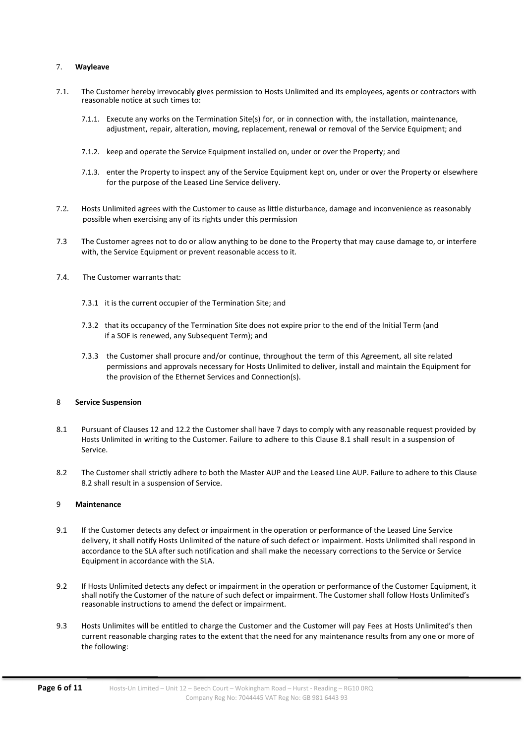## 7. **Wayleave**

7.1. The Customer hereby irrevocably gives permission to Hosts Unlimited and its employees, agents or contractors with reasonable notice at such times to:

7.1.1. Execute any works on the Termination Site(s) for, or in connection with, the installation, maintenance, adjustment, repair, alteration, moving, replacement, renewal or removal of the Service Equipment; and

7.1.2. keep and operate the Service Equipment installed on, under or over the Property; and

7.1.3. enter the Property to inspect any of the Service Equipment kept on, under or over the Property or elsewhere for the purpose of the Leased Line Service delivery.

7.2. Hosts Unlimited agrees with the Customer to cause as little disturbance, damage and inconvenience as reasonably possible when exercising any of its rights under this permission

7.3 The Customer agrees not to do or allow anything to be done to the Property that may cause damage to, or interfere with, the Service Equipment or prevent reasonable access to it.

7.4. The Customer warrants that:

7.3.1 it is the current occupier of the Termination Site; and

7.3.2 that its occupancy of the Termination Site does not expire prior to the end of the Initial Term (and if a SOF is renewed, any Subsequent Term); and

7.3.3 the Customer shall procure and/or continue, throughout the term of this Agreement, all site related permissions and approvals necessary for Hosts Unlimited to deliver, install and maintain the Equipment for the provision of the Ethernet Services and Connection(s).

## 8 **Service Suspension**

8.1 Pursuant of Clauses 12 and 12.2 the Customer shall have 7 days to comply with any reasonable request provided by Hosts Unlimited in writing to the Customer. Failure to adhere to this Clause 8.1 shall result in a suspension of Service.

8.2 The Customer shall strictly adhere to both the Master AUP and the Leased Line AUP. Failure to adhere to this Clause 8.2 shall result in a suspension of Service.

## 9 **Maintenance**

9.1 If the Customer detects any defect or impairment in the operation or performance of the Leased Line Service delivery, it shall notify Hosts Unlimited of the nature of such defect or impairment. Hosts Unlimited shall respond in accordance to the SLA after such notification and shall make the necessary corrections to the Service or Service Equipment in accordance with the SLA.

9.2 If Hosts Unlimited detects any defect or impairment in the operation or performance of the Customer Equipment, it shall notify the Customer of the nature of such defect or impairment. The Customer shall follow Hosts Unlimited's reasonable instructions to amend the defect or impairment.

9.3 Hosts Unlimites will be entitled to charge the Customer and the Customer will pay Fees at Hosts Unlimited's then current reasonable charging rates to the extent that the need for any maintenance results from any one or more of the following: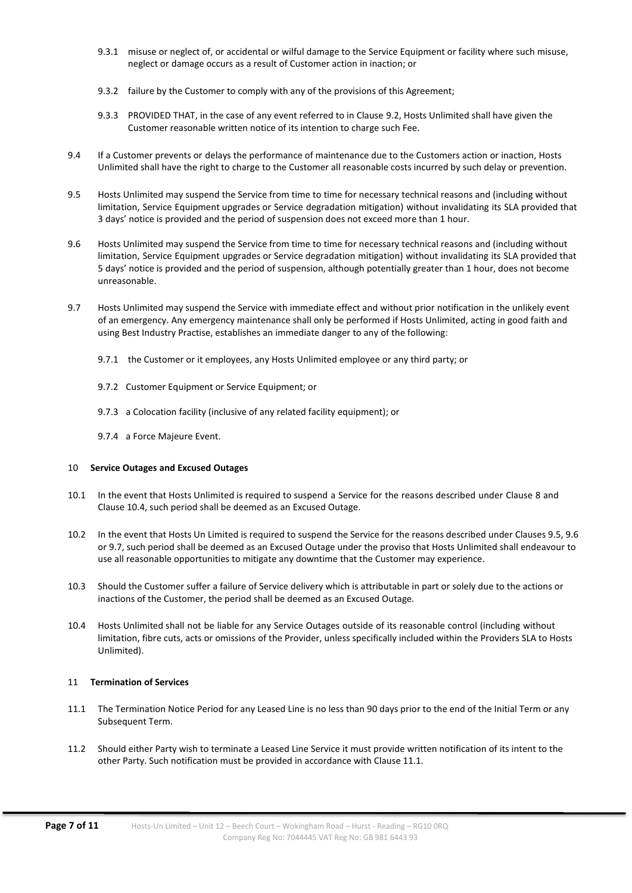9.3.1 misuse or neglect of, or accidental or wilful damage to the Service Equipment or facility where such misuse, neglect or damage occurs as a result of Customer action in inaction; or

9.3.2 failure by the Customer to comply with any of the provisions of this Agreement;

9.3.3 PROVIDED THAT, in the case of any event referred to in Clause 9.2, Hosts Unlimited shall have given the Customer reasonable written notice of its intention to charge such Fee.

9.4 If a Customer prevents or delays the performance of maintenance due to the Customers action or inaction, Hosts Unlimited shall have the right to charge to the Customer all reasonable costs incurred by such delay or prevention.

9.5 Hosts Unlimited may suspend the Service from time to time for necessary technical reasons and (including without limitation, Service Equipment upgrades or Service degradation mitigation) without invalidating its SLA provided that 3 days' notice is provided and the period of suspension does not exceed more than 1 hour.

9.6 Hosts Unlimited may suspend the Service from time to time for necessary technical reasons and (including without limitation, Service Equipment upgrades or Service degradation mitigation) without invalidating its SLA provided that 5 days' notice is provided and the period of suspension, although potentially greater than 1 hour, does not become unreasonable.

9.7 Hosts Unlimited may suspend the Service with immediate effect and without prior notification in the unlikely event of an emergency. Any emergency maintenance shall only be performed if Hosts Unlimited, acting in good faith and using Best Industry Practise, establishes an immediate danger to any of the following:

9.7.1 the Customer or it employees, any Hosts Unlimited employee or any third party; or

9.7.2 Customer Equipment or Service Equipment; or

9.7.3 a Colocation facility (inclusive of any related facility equipment); or

9.7.4 a Force Majeure Event.

## 10 Service Outages and Excused Outages

10.1 In the event that Hosts Unlimited is required to suspend a Service for the reasons described under Clause 8 and Clause 10.4, such period shall be deemed as an Excused Outage.

10.2 In the event that Hosts Un Limited is required to suspend the Service for the reasons described under Clauses 9.5, 9.6 or 9.7, such period shall be deemed as an Excused Outage under the proviso that Hosts Unlimited shall endeavour to use all reasonable opportunities to mitigate any downtime that the Customer may experience.

10.3 Should the Customer suffer a failure of Service delivery which is attributable in part or solely due to the actions or inactions of the Customer, the period shall be deemed as an Excused Outage.

10.4 Hosts Unlimited shall not be liable for any Service Outages outside of its reasonable control (including without limitation, fibre cuts, acts or omissions of the Provider, unless specifically included within the Providers SLA to Hosts Unlimited).

## 11 Termination of Services

11.1 The Termination Notice Period for any Leased Line is no less than 90 days prior to the end of the Initial Term or any Subsequent Term.

11.2 Should either Party wish to terminate a Leased Line Service it must provide written notification of its intent to the other Party. Such notification must be provided in accordance with Clause 11.1.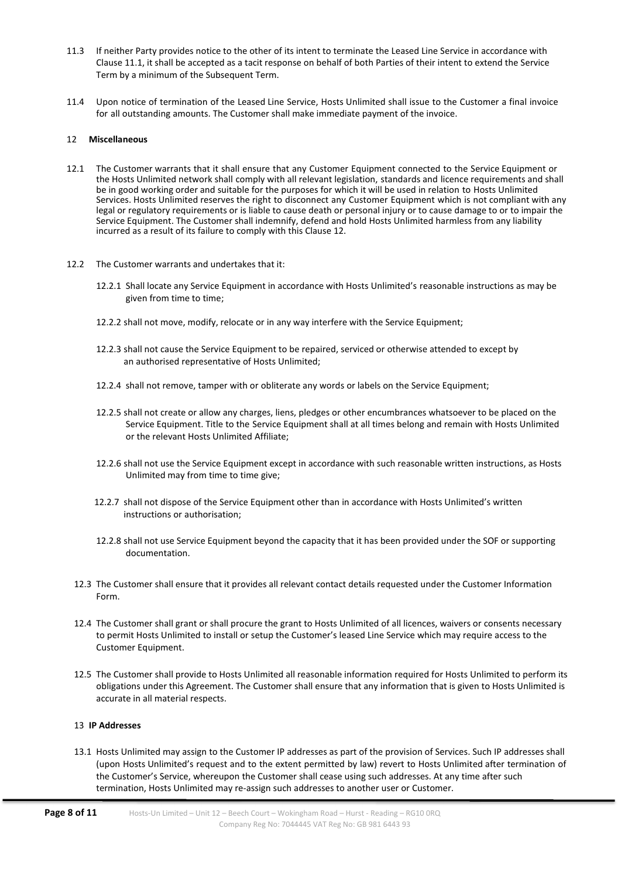11.3 If neither Party provides notice to the other of its intent to terminate the Leased Line Service in accordance with Clause 11.1, it shall be accepted as a tacit response on behalf of both Parties of their intent to extend the Service Term by a minimum of the Subsequent Term.

11.4 Upon notice of termination of the Leased Line Service, Hosts Unlimited shall issue to the Customer a final invoice for all outstanding amounts. The Customer shall make immediate payment of the invoice.

## 12 Miscellaneous

12.1 The Customer warrants that it shall ensure that any Customer Equipment connected to the Service Equipment or the Hosts Unlimited network shall comply with all relevant legislation, standards and licence requirements and shall be in good working order and suitable for the purposes for which it will be used in relation to Hosts Unlimited Services. Hosts Unlimited reserves the right to disconnect any Customer Equipment which is not compliant with any legal or regulatory requirements or is liable to cause death or personal injury or to cause damage to or to impair the Service Equipment. The Customer shall indemnify, defend and hold Hosts Unlimited harmless from any liability incurred as a result of its failure to comply with this Clause 12.

12.2 The Customer warrants and undertakes that it:

12.2.1 Shall locate any Service Equipment in accordance with Hosts Unlimited's reasonable instructions as may be given from time to time;

12.2.2 shall not move, modify, relocate or in any way interfere with the Service Equipment;

12.2.3 shall not cause the Service Equipment to be repaired, serviced or otherwise attended to except by an authorised representative of Hosts Unlimited;

12.2.4 shall not remove, tamper with or obliterate any words or labels on the Service Equipment;

12.2.5 shall not create or allow any charges, liens, pledges or other encumbrances whatsoever to be placed on the Service Equipment. Title to the Service Equipment shall at all times belong and remain with Hosts Unlimited or the relevant Hosts Unlimited Affiliate;

12.2.6 shall not use the Service Equipment except in accordance with such reasonable written instructions, as Hosts Unlimited may from time to time give;

12.2.7 shall not dispose of the Service Equipment other than in accordance with Hosts Unlimited's written instructions or authorisation;

12.2.8 shall not use Service Equipment beyond the capacity that it has been provided under the SOF or supporting documentation.

12.3 The Customer shall ensure that it provides all relevant contact details requested under the Customer Information Form.

12.4 The Customer shall grant or shall procure the grant to Hosts Unlimited of all licences, waivers or consents necessary to permit Hosts Unlimited to install or setup the Customer's leased Line Service which may require access to the Customer Equipment.

12.5 The Customer shall provide to Hosts Unlimited all reasonable information required for Hosts Unlimited to perform its obligations under this Agreement. The Customer shall ensure that any information that is given to Hosts Unlimited is accurate in all material respects.

## 13 IP Addresses

13.1 Hosts Unlimited may assign to the Customer IP addresses as part of the provision of Services. Such IP addresses shall (upon Hosts Unlimited's request and to the extent permitted by law) revert to Hosts Unlimited after termination of the Customer's Service, whereupon the Customer shall cease using such addresses. At any time after such termination, Hosts Unlimited may re-assign such addresses to another user or Customer.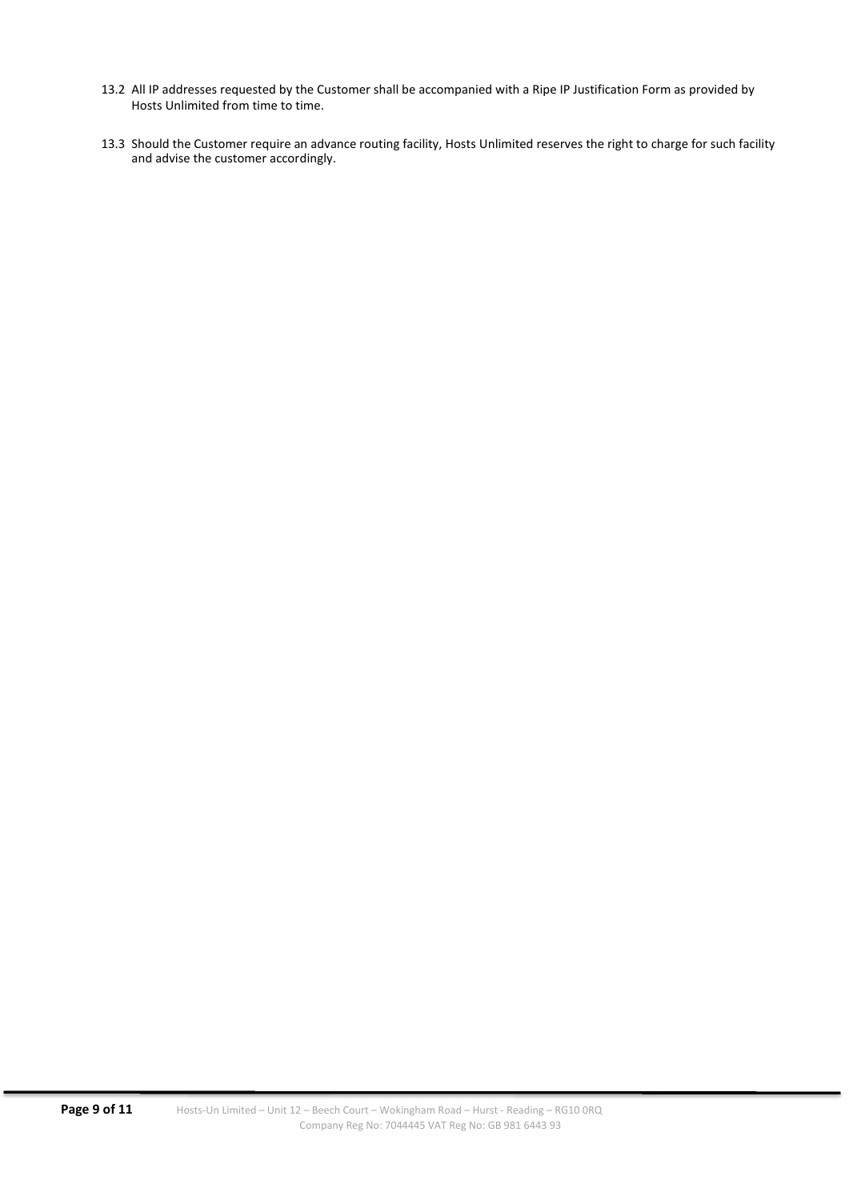13.2 All IP addresses requested by the Customer shall be accompanied with a Ripe IP Justification Form as provided by Hosts Unlimited from time to time.

13.3 Should the Customer require an advance routing facility, Hosts Unlimited reserves the right to charge for such facility and advise the customer accordingly.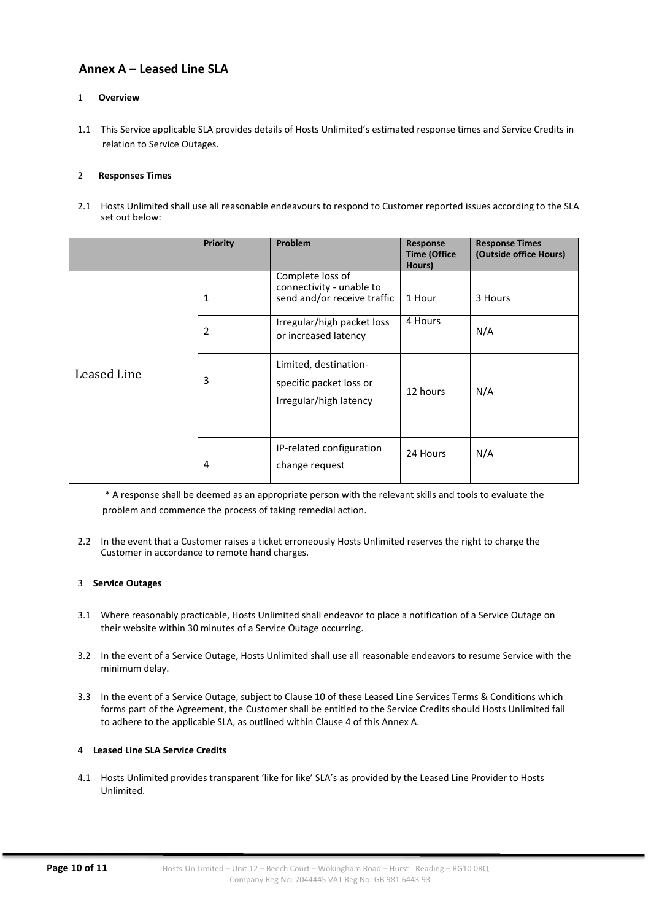## Annex A – Leased Line SLA

1 **Overview**

1.1 This Service applicable SLA provides details of Hosts Unlimited's estimated response times and Service Credits in relation to Service Outages.

2 **Responses Times**

2.1 Hosts Unlimited shall use all reasonable endeavours to respond to Customer reported issues according to the SLA set out below:

| | Priority | Problem | Response Time (Office Hours) | Response Times (Outside office Hours) |
|---|---|---|---|---|
| Leased Line | 1 | Complete loss of connectivity - unable to send and/or receive traffic | 1 Hour | 3 Hours |
| | 2 | Irregular/high packet loss or increased latency | 4 Hours | N/A |
| | 3 | Limited, destination-specific packet loss or Irregular/high latency | 12 hours | N/A |
| | 4 | IP-related configuration change request | 24 Hours | N/A |

\* A response shall be deemed as an appropriate person with the relevant skills and tools to evaluate the problem and commence the process of taking remedial action.

2.2 In the event that a Customer raises a ticket erroneously Hosts Unlimited reserves the right to charge the Customer in accordance to remote hand charges.

3 **Service Outages**

3.1 Where reasonably practicable, Hosts Unlimited shall endeavor to place a notification of a Service Outage on their website within 30 minutes of a Service Outage occurring.

3.2 In the event of a Service Outage, Hosts Unlimited shall use all reasonable endeavors to resume Service with the minimum delay.

3.3 In the event of a Service Outage, subject to Clause 10 of these Leased Line Services Terms & Conditions which forms part of the Agreement, the Customer shall be entitled to the Service Credits should Hosts Unlimited fail to adhere to the applicable SLA, as outlined within Clause 4 of this Annex A.

4 **Leased Line SLA Service Credits**

4.1 Hosts Unlimited provides transparent 'like for like' SLA's as provided by the Leased Line Provider to Hosts Unlimited.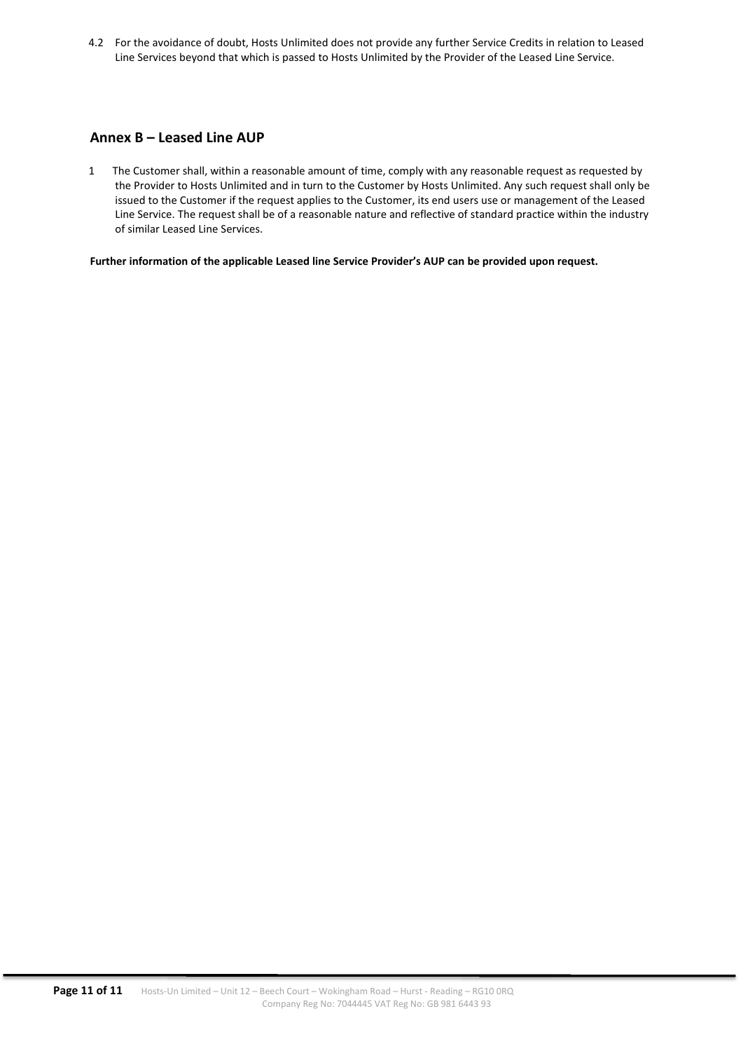4.2 For the avoidance of doubt, Hosts Unlimited does not provide any further Service Credits in relation to Leased Line Services beyond that which is passed to Hosts Unlimited by the Provider of the Leased Line Service.

## Annex B – Leased Line AUP

1 The Customer shall, within a reasonable amount of time, comply with any reasonable request as requested by the Provider to Hosts Unlimited and in turn to the Customer by Hosts Unlimited. Any such request shall only be issued to the Customer if the request applies to the Customer, its end users use or management of the Leased Line Service. The request shall be of a reasonable nature and reflective of standard practice within the industry of similar Leased Line Services.

**Further information of the applicable Leased line Service Provider's AUP can be provided upon request.**